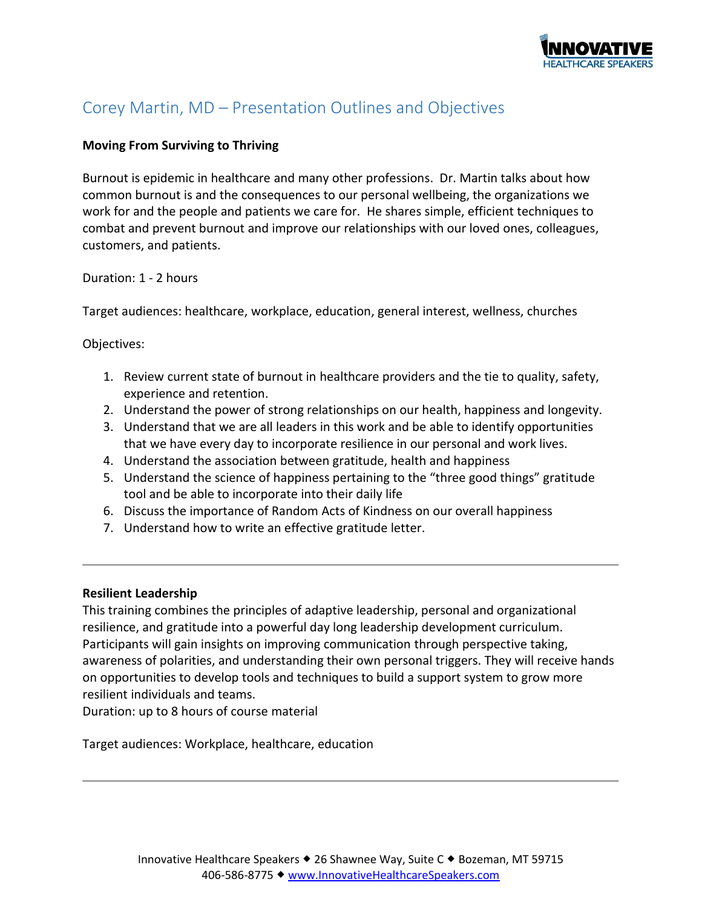# Corey Martin, MD – Presentation Outlines and Objectives

**Moving From Surviving to Thriving**

Burnout is epidemic in healthcare and many other professions. Dr. Martin talks about how common burnout is and the consequences to our personal wellbeing, the organizations we work for and the people and patients we care for. He shares simple, efficient techniques to combat and prevent burnout and improve our relationships with our loved ones, colleagues, customers, and patients.

Duration: 1 - 2 hours

Target audiences: healthcare, workplace, education, general interest, wellness, churches

Objectives:

1. Review current state of burnout in healthcare providers and the tie to quality, safety, experience and retention.
2. Understand the power of strong relationships on our health, happiness and longevity.
3. Understand that we are all leaders in this work and be able to identify opportunities that we have every day to incorporate resilience in our personal and work lives.
4. Understand the association between gratitude, health and happiness
5. Understand the science of happiness pertaining to the "three good things" gratitude tool and be able to incorporate into their daily life
6. Discuss the importance of Random Acts of Kindness on our overall happiness
7. Understand how to write an effective gratitude letter.

---

**Resilient Leadership**

This training combines the principles of adaptive leadership, personal and organizational resilience, and gratitude into a powerful day long leadership development curriculum. Participants will gain insights on improving communication through perspective taking, awareness of polarities, and understanding their own personal triggers. They will receive hands on opportunities to develop tools and techniques to build a support system to grow more resilient individuals and teams.
Duration: up to 8 hours of course material

Target audiences: Workplace, healthcare, education

---

Innovative Healthcare Speakers ◆ 26 Shawnee Way, Suite C ◆ Bozeman, MT 59715
406-586-8775 ◆ www.InnovativeHealthcareSpeakers.com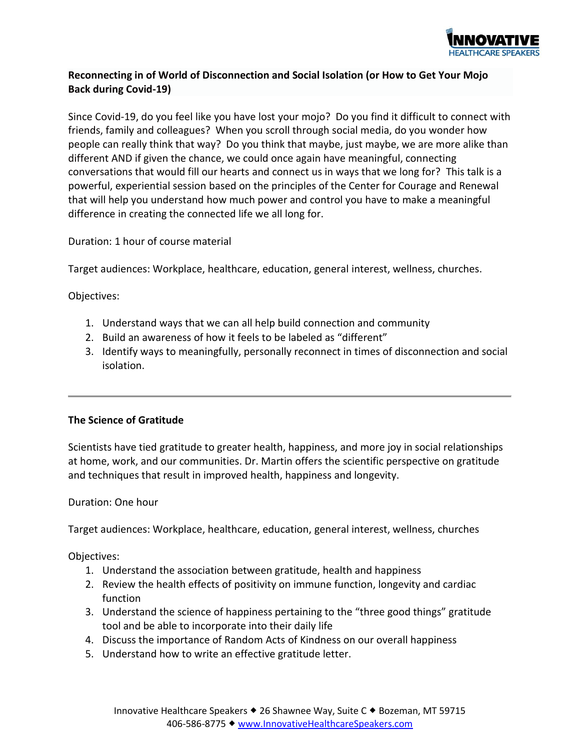**Reconnecting in of World of Disconnection and Social Isolation (or How to Get Your Mojo Back during Covid-19)**

Since Covid-19, do you feel like you have lost your mojo? Do you find it difficult to connect with friends, family and colleagues? When you scroll through social media, do you wonder how people can really think that way? Do you think that maybe, just maybe, we are more alike than different AND if given the chance, we could once again have meaningful, connecting conversations that would fill our hearts and connect us in ways that we long for? This talk is a powerful, experiential session based on the principles of the Center for Courage and Renewal that will help you understand how much power and control you have to make a meaningful difference in creating the connected life we all long for.

Duration: 1 hour of course material

Target audiences: Workplace, healthcare, education, general interest, wellness, churches.

Objectives:

1. Understand ways that we can all help build connection and community
2. Build an awareness of how it feels to be labeled as "different"
3. Identify ways to meaningfully, personally reconnect in times of disconnection and social isolation.

---

**The Science of Gratitude**

Scientists have tied gratitude to greater health, happiness, and more joy in social relationships at home, work, and our communities. Dr. Martin offers the scientific perspective on gratitude and techniques that result in improved health, happiness and longevity.

Duration: One hour

Target audiences: Workplace, healthcare, education, general interest, wellness, churches

Objectives:

1. Understand the association between gratitude, health and happiness
2. Review the health effects of positivity on immune function, longevity and cardiac function
3. Understand the science of happiness pertaining to the "three good things" gratitude tool and be able to incorporate into their daily life
4. Discuss the importance of Random Acts of Kindness on our overall happiness
5. Understand how to write an effective gratitude letter.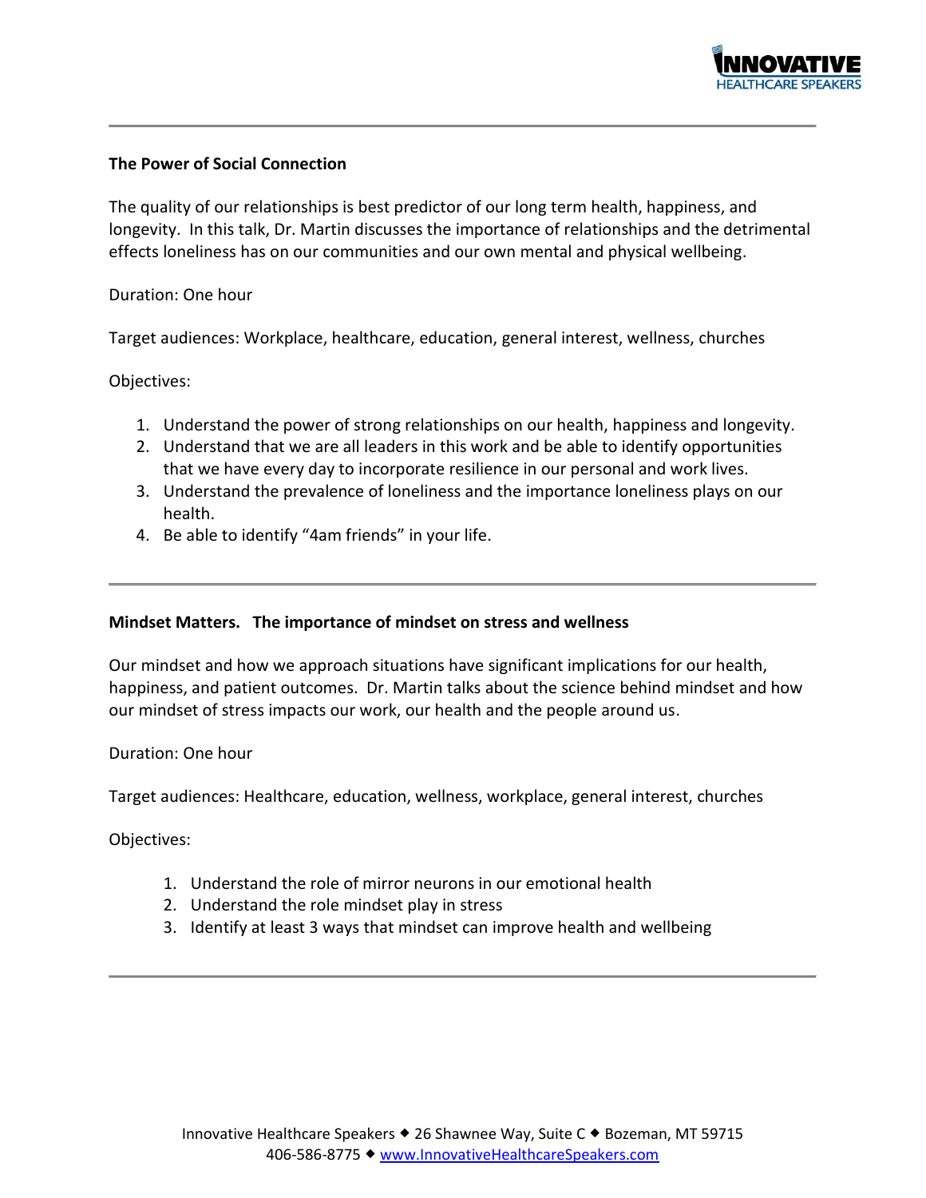## The Power of Social Connection

The quality of our relationships is best predictor of our long term health, happiness, and longevity. In this talk, Dr. Martin discusses the importance of relationships and the detrimental effects loneliness has on our communities and our own mental and physical wellbeing.

Duration: One hour

Target audiences: Workplace, healthcare, education, general interest, wellness, churches

Objectives:

1. Understand the power of strong relationships on our health, happiness and longevity.
2. Understand that we are all leaders in this work and be able to identify opportunities that we have every day to incorporate resilience in our personal and work lives.
3. Understand the prevalence of loneliness and the importance loneliness plays on our health.
4. Be able to identify "4am friends" in your life.

---

## Mindset Matters. The importance of mindset on stress and wellness

Our mindset and how we approach situations have significant implications for our health, happiness, and patient outcomes. Dr. Martin talks about the science behind mindset and how our mindset of stress impacts our work, our health and the people around us.

Duration: One hour

Target audiences: Healthcare, education, wellness, workplace, general interest, churches

Objectives:

1. Understand the role of mirror neurons in our emotional health
2. Understand the role mindset play in stress
3. Identify at least 3 ways that mindset can improve health and wellbeing

---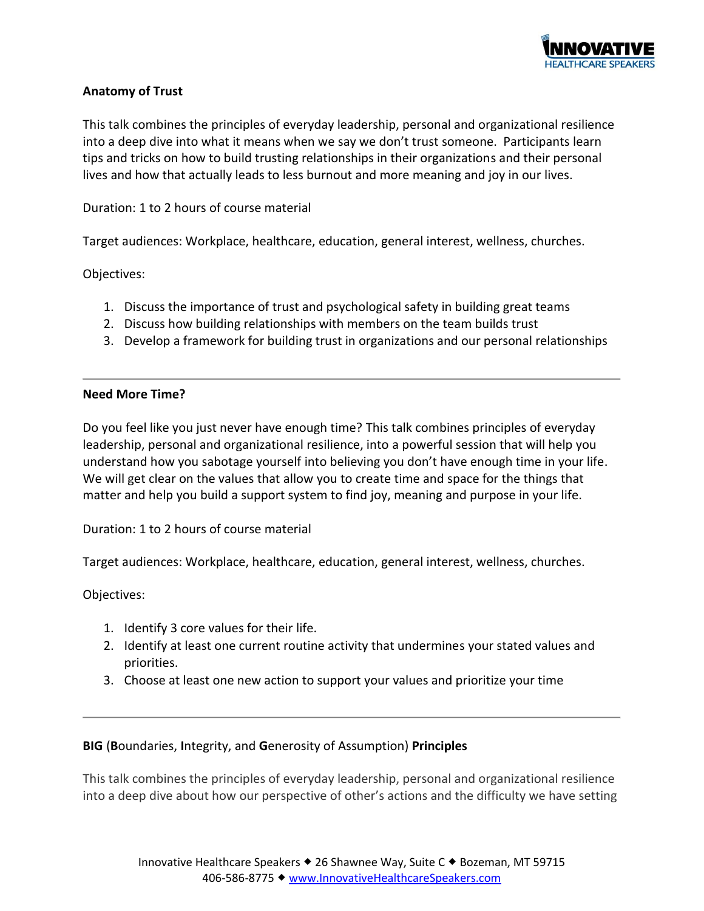**Anatomy of Trust**

This talk combines the principles of everyday leadership, personal and organizational resilience into a deep dive into what it means when we say we don't trust someone. Participants learn tips and tricks on how to build trusting relationships in their organizations and their personal lives and how that actually leads to less burnout and more meaning and joy in our lives.

Duration: 1 to 2 hours of course material

Target audiences: Workplace, healthcare, education, general interest, wellness, churches.

Objectives:

1. Discuss the importance of trust and psychological safety in building great teams
2. Discuss how building relationships with members on the team builds trust
3. Develop a framework for building trust in organizations and our personal relationships

---

**Need More Time?**

Do you feel like you just never have enough time? This talk combines principles of everyday leadership, personal and organizational resilience, into a powerful session that will help you understand how you sabotage yourself into believing you don't have enough time in your life. We will get clear on the values that allow you to create time and space for the things that matter and help you build a support system to find joy, meaning and purpose in your life.

Duration: 1 to 2 hours of course material

Target audiences: Workplace, healthcare, education, general interest, wellness, churches.

Objectives:

1. Identify 3 core values for their life.
2. Identify at least one current routine activity that undermines your stated values and priorities.
3. Choose at least one new action to support your values and prioritize your time

---

**BIG** (**B**oundaries, **I**ntegrity, and **G**enerosity of Assumption) **Principles**

This talk combines the principles of everyday leadership, personal and organizational resilience into a deep dive about how our perspective of other's actions and the difficulty we have setting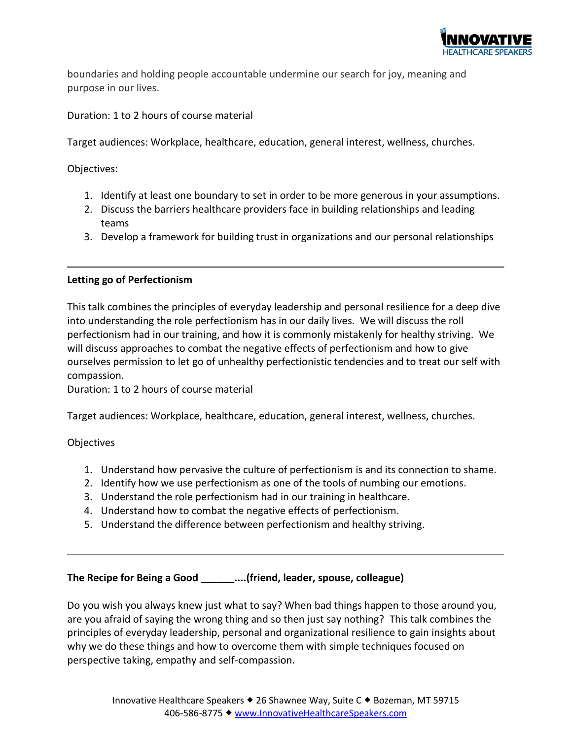boundaries and holding people accountable undermine our search for joy, meaning and purpose in our lives.

Duration: 1 to 2 hours of course material

Target audiences: Workplace, healthcare, education, general interest, wellness, churches.

Objectives:

1. Identify at least one boundary to set in order to be more generous in your assumptions.
2. Discuss the barriers healthcare providers face in building relationships and leading teams
3. Develop a framework for building trust in organizations and our personal relationships

---

**Letting go of Perfectionism**

This talk combines the principles of everyday leadership and personal resilience for a deep dive into understanding the role perfectionism has in our daily lives. We will discuss the roll perfectionism had in our training, and how it is commonly mistakenly for healthy striving. We will discuss approaches to combat the negative effects of perfectionism and how to give ourselves permission to let go of unhealthy perfectionistic tendencies and to treat our self with compassion.
Duration: 1 to 2 hours of course material

Target audiences: Workplace, healthcare, education, general interest, wellness, churches.

Objectives

1. Understand how pervasive the culture of perfectionism is and its connection to shame.
2. Identify how we use perfectionism as one of the tools of numbing our emotions.
3. Understand the role perfectionism had in our training in healthcare.
4. Understand how to combat the negative effects of perfectionism.
5. Understand the difference between perfectionism and healthy striving.

---

**The Recipe for Being a Good ______....(friend, leader, spouse, colleague)**

Do you wish you always knew just what to say? When bad things happen to those around you, are you afraid of saying the wrong thing and so then just say nothing? This talk combines the principles of everyday leadership, personal and organizational resilience to gain insights about why we do these things and how to overcome them with simple techniques focused on perspective taking, empathy and self-compassion.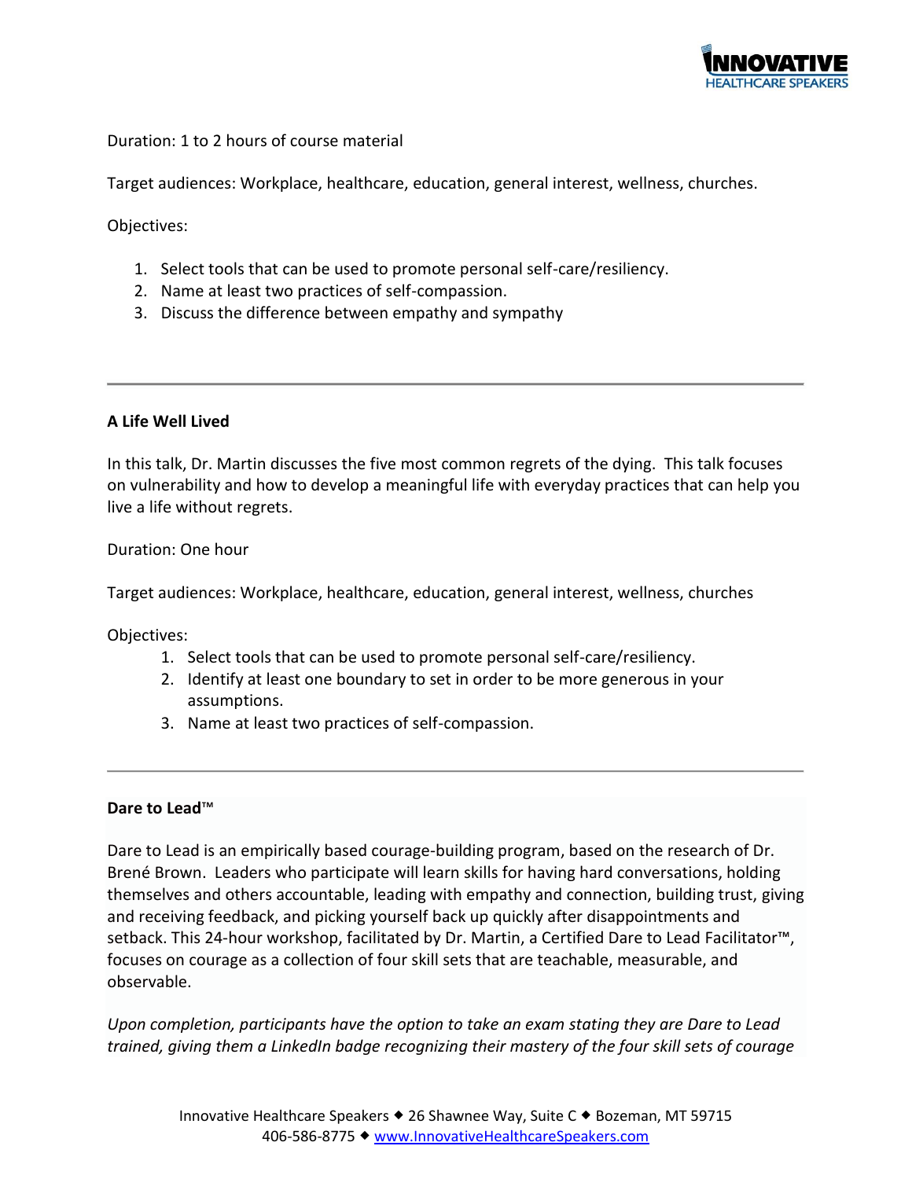Duration: 1 to 2 hours of course material

Target audiences: Workplace, healthcare, education, general interest, wellness, churches.

Objectives:

1. Select tools that can be used to promote personal self-care/resiliency.
2. Name at least two practices of self-compassion.
3. Discuss the difference between empathy and sympathy

---

**A Life Well Lived**

In this talk, Dr. Martin discusses the five most common regrets of the dying. This talk focuses on vulnerability and how to develop a meaningful life with everyday practices that can help you live a life without regrets.

Duration: One hour

Target audiences: Workplace, healthcare, education, general interest, wellness, churches

Objectives:

1. Select tools that can be used to promote personal self-care/resiliency.
2. Identify at least one boundary to set in order to be more generous in your assumptions.
3. Name at least two practices of self-compassion.

---

**Dare to Lead™**

Dare to Lead is an empirically based courage-building program, based on the research of Dr. Brené Brown. Leaders who participate will learn skills for having hard conversations, holding themselves and others accountable, leading with empathy and connection, building trust, giving and receiving feedback, and picking yourself back up quickly after disappointments and setback. This 24-hour workshop, facilitated by Dr. Martin, a Certified Dare to Lead Facilitator™, focuses on courage as a collection of four skill sets that are teachable, measurable, and observable.

*Upon completion, participants have the option to take an exam stating they are Dare to Lead trained, giving them a LinkedIn badge recognizing their mastery of the four skill sets of courage*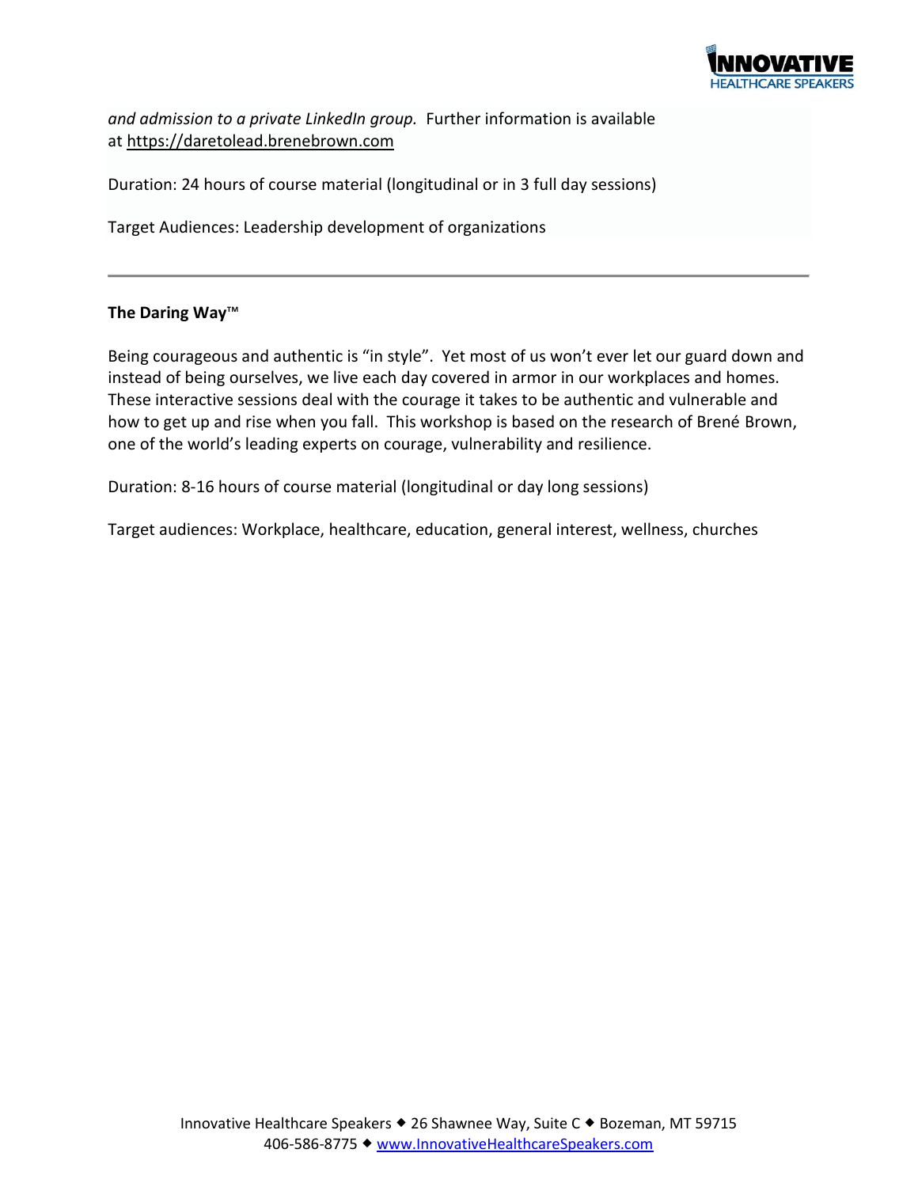*and admission to a private LinkedIn group.* Further information is available at https://daretolead.brenebrown.com

Duration: 24 hours of course material (longitudinal or in 3 full day sessions)

Target Audiences: Leadership development of organizations

---

**The Daring Way™**

Being courageous and authentic is "in style". Yet most of us won't ever let our guard down and instead of being ourselves, we live each day covered in armor in our workplaces and homes. These interactive sessions deal with the courage it takes to be authentic and vulnerable and how to get up and rise when you fall. This workshop is based on the research of Brené Brown, one of the world's leading experts on courage, vulnerability and resilience.

Duration: 8-16 hours of course material (longitudinal or day long sessions)

Target audiences: Workplace, healthcare, education, general interest, wellness, churches